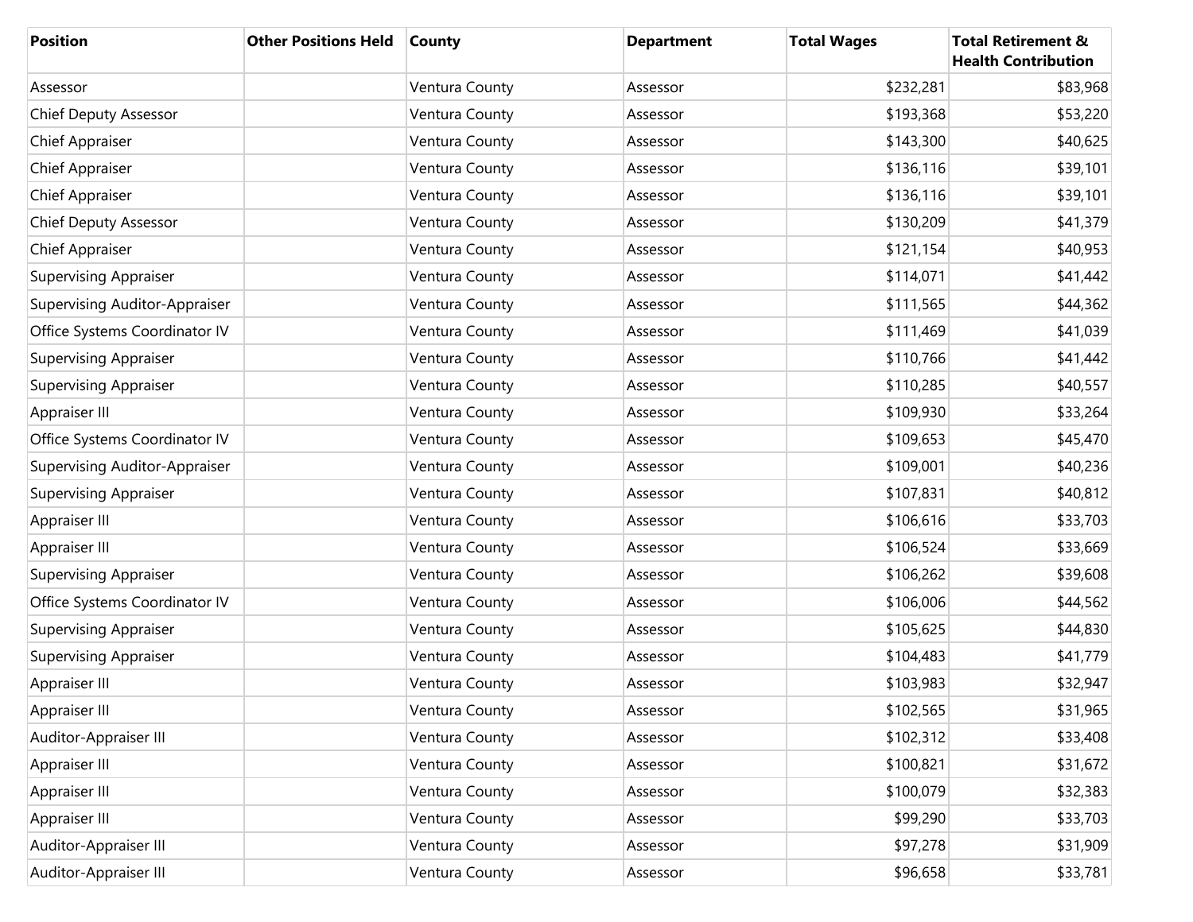| Position | Other Positions Held | County | Department | Total Wages | Total Retirement & Health Contribution |
|---|---|---|---|---|---|
| Assessor | | Ventura County | Assessor | $232,281 | $83,968 |
| Chief Deputy Assessor | | Ventura County | Assessor | $193,368 | $53,220 |
| Chief Appraiser | | Ventura County | Assessor | $143,300 | $40,625 |
| Chief Appraiser | | Ventura County | Assessor | $136,116 | $39,101 |
| Chief Appraiser | | Ventura County | Assessor | $136,116 | $39,101 |
| Chief Deputy Assessor | | Ventura County | Assessor | $130,209 | $41,379 |
| Chief Appraiser | | Ventura County | Assessor | $121,154 | $40,953 |
| Supervising Appraiser | | Ventura County | Assessor | $114,071 | $41,442 |
| Supervising Auditor-Appraiser | | Ventura County | Assessor | $111,565 | $44,362 |
| Office Systems Coordinator IV | | Ventura County | Assessor | $111,469 | $41,039 |
| Supervising Appraiser | | Ventura County | Assessor | $110,766 | $41,442 |
| Supervising Appraiser | | Ventura County | Assessor | $110,285 | $40,557 |
| Appraiser III | | Ventura County | Assessor | $109,930 | $33,264 |
| Office Systems Coordinator IV | | Ventura County | Assessor | $109,653 | $45,470 |
| Supervising Auditor-Appraiser | | Ventura County | Assessor | $109,001 | $40,236 |
| Supervising Appraiser | | Ventura County | Assessor | $107,831 | $40,812 |
| Appraiser III | | Ventura County | Assessor | $106,616 | $33,703 |
| Appraiser III | | Ventura County | Assessor | $106,524 | $33,669 |
| Supervising Appraiser | | Ventura County | Assessor | $106,262 | $39,608 |
| Office Systems Coordinator IV | | Ventura County | Assessor | $106,006 | $44,562 |
| Supervising Appraiser | | Ventura County | Assessor | $105,625 | $44,830 |
| Supervising Appraiser | | Ventura County | Assessor | $104,483 | $41,779 |
| Appraiser III | | Ventura County | Assessor | $103,983 | $32,947 |
| Appraiser III | | Ventura County | Assessor | $102,565 | $31,965 |
| Auditor-Appraiser III | | Ventura County | Assessor | $102,312 | $33,408 |
| Appraiser III | | Ventura County | Assessor | $100,821 | $31,672 |
| Appraiser III | | Ventura County | Assessor | $100,079 | $32,383 |
| Appraiser III | | Ventura County | Assessor | $99,290 | $33,703 |
| Auditor-Appraiser III | | Ventura County | Assessor | $97,278 | $31,909 |
| Auditor-Appraiser III | | Ventura County | Assessor | $96,658 | $33,781 |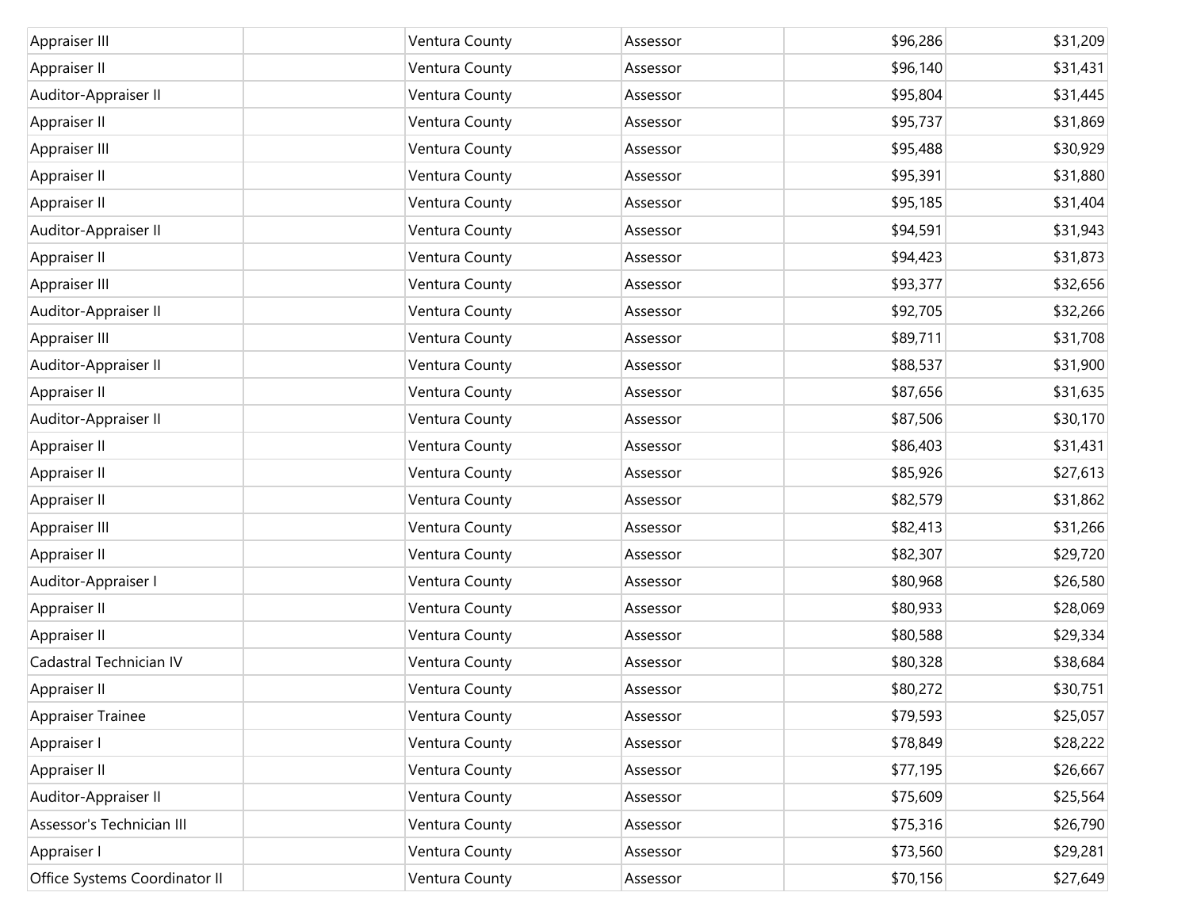| | | | | | |
|---|---|---|---|---|---|
| Appraiser III | | Ventura County | Assessor | $96,286 | $31,209 |
| Appraiser II | | Ventura County | Assessor | $96,140 | $31,431 |
| Auditor-Appraiser II | | Ventura County | Assessor | $95,804 | $31,445 |
| Appraiser II | | Ventura County | Assessor | $95,737 | $31,869 |
| Appraiser III | | Ventura County | Assessor | $95,488 | $30,929 |
| Appraiser II | | Ventura County | Assessor | $95,391 | $31,880 |
| Appraiser II | | Ventura County | Assessor | $95,185 | $31,404 |
| Auditor-Appraiser II | | Ventura County | Assessor | $94,591 | $31,943 |
| Appraiser II | | Ventura County | Assessor | $94,423 | $31,873 |
| Appraiser III | | Ventura County | Assessor | $93,377 | $32,656 |
| Auditor-Appraiser II | | Ventura County | Assessor | $92,705 | $32,266 |
| Appraiser III | | Ventura County | Assessor | $89,711 | $31,708 |
| Auditor-Appraiser II | | Ventura County | Assessor | $88,537 | $31,900 |
| Appraiser II | | Ventura County | Assessor | $87,656 | $31,635 |
| Auditor-Appraiser II | | Ventura County | Assessor | $87,506 | $30,170 |
| Appraiser II | | Ventura County | Assessor | $86,403 | $31,431 |
| Appraiser II | | Ventura County | Assessor | $85,926 | $27,613 |
| Appraiser II | | Ventura County | Assessor | $82,579 | $31,862 |
| Appraiser III | | Ventura County | Assessor | $82,413 | $31,266 |
| Appraiser II | | Ventura County | Assessor | $82,307 | $29,720 |
| Auditor-Appraiser I | | Ventura County | Assessor | $80,968 | $26,580 |
| Appraiser II | | Ventura County | Assessor | $80,933 | $28,069 |
| Appraiser II | | Ventura County | Assessor | $80,588 | $29,334 |
| Cadastral Technician IV | | Ventura County | Assessor | $80,328 | $38,684 |
| Appraiser II | | Ventura County | Assessor | $80,272 | $30,751 |
| Appraiser Trainee | | Ventura County | Assessor | $79,593 | $25,057 |
| Appraiser I | | Ventura County | Assessor | $78,849 | $28,222 |
| Appraiser II | | Ventura County | Assessor | $77,195 | $26,667 |
| Auditor-Appraiser II | | Ventura County | Assessor | $75,609 | $25,564 |
| Assessor's Technician III | | Ventura County | Assessor | $75,316 | $26,790 |
| Appraiser I | | Ventura County | Assessor | $73,560 | $29,281 |
| Office Systems Coordinator II | | Ventura County | Assessor | $70,156 | $27,649 |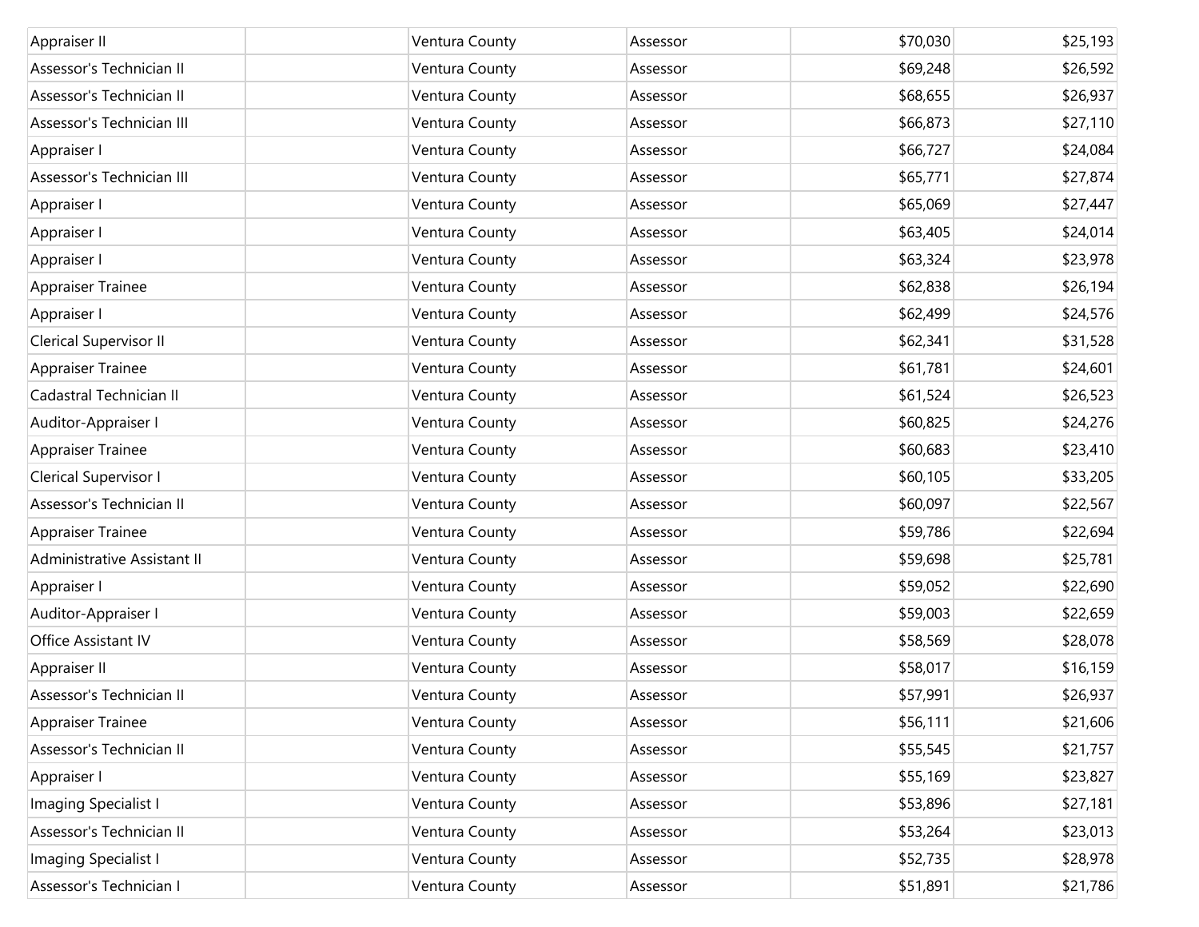| | | | | | |
|---|---|---|---|---|---|
| Appraiser II | | Ventura County | Assessor | $70,030 | $25,193 |
| Assessor's Technician II | | Ventura County | Assessor | $69,248 | $26,592 |
| Assessor's Technician II | | Ventura County | Assessor | $68,655 | $26,937 |
| Assessor's Technician III | | Ventura County | Assessor | $66,873 | $27,110 |
| Appraiser I | | Ventura County | Assessor | $66,727 | $24,084 |
| Assessor's Technician III | | Ventura County | Assessor | $65,771 | $27,874 |
| Appraiser I | | Ventura County | Assessor | $65,069 | $27,447 |
| Appraiser I | | Ventura County | Assessor | $63,405 | $24,014 |
| Appraiser I | | Ventura County | Assessor | $63,324 | $23,978 |
| Appraiser Trainee | | Ventura County | Assessor | $62,838 | $26,194 |
| Appraiser I | | Ventura County | Assessor | $62,499 | $24,576 |
| Clerical Supervisor II | | Ventura County | Assessor | $62,341 | $31,528 |
| Appraiser Trainee | | Ventura County | Assessor | $61,781 | $24,601 |
| Cadastral Technician II | | Ventura County | Assessor | $61,524 | $26,523 |
| Auditor-Appraiser I | | Ventura County | Assessor | $60,825 | $24,276 |
| Appraiser Trainee | | Ventura County | Assessor | $60,683 | $23,410 |
| Clerical Supervisor I | | Ventura County | Assessor | $60,105 | $33,205 |
| Assessor's Technician II | | Ventura County | Assessor | $60,097 | $22,567 |
| Appraiser Trainee | | Ventura County | Assessor | $59,786 | $22,694 |
| Administrative Assistant II | | Ventura County | Assessor | $59,698 | $25,781 |
| Appraiser I | | Ventura County | Assessor | $59,052 | $22,690 |
| Auditor-Appraiser I | | Ventura County | Assessor | $59,003 | $22,659 |
| Office Assistant IV | | Ventura County | Assessor | $58,569 | $28,078 |
| Appraiser II | | Ventura County | Assessor | $58,017 | $16,159 |
| Assessor's Technician II | | Ventura County | Assessor | $57,991 | $26,937 |
| Appraiser Trainee | | Ventura County | Assessor | $56,111 | $21,606 |
| Assessor's Technician II | | Ventura County | Assessor | $55,545 | $21,757 |
| Appraiser I | | Ventura County | Assessor | $55,169 | $23,827 |
| Imaging Specialist I | | Ventura County | Assessor | $53,896 | $27,181 |
| Assessor's Technician II | | Ventura County | Assessor | $53,264 | $23,013 |
| Imaging Specialist I | | Ventura County | Assessor | $52,735 | $28,978 |
| Assessor's Technician I | | Ventura County | Assessor | $51,891 | $21,786 |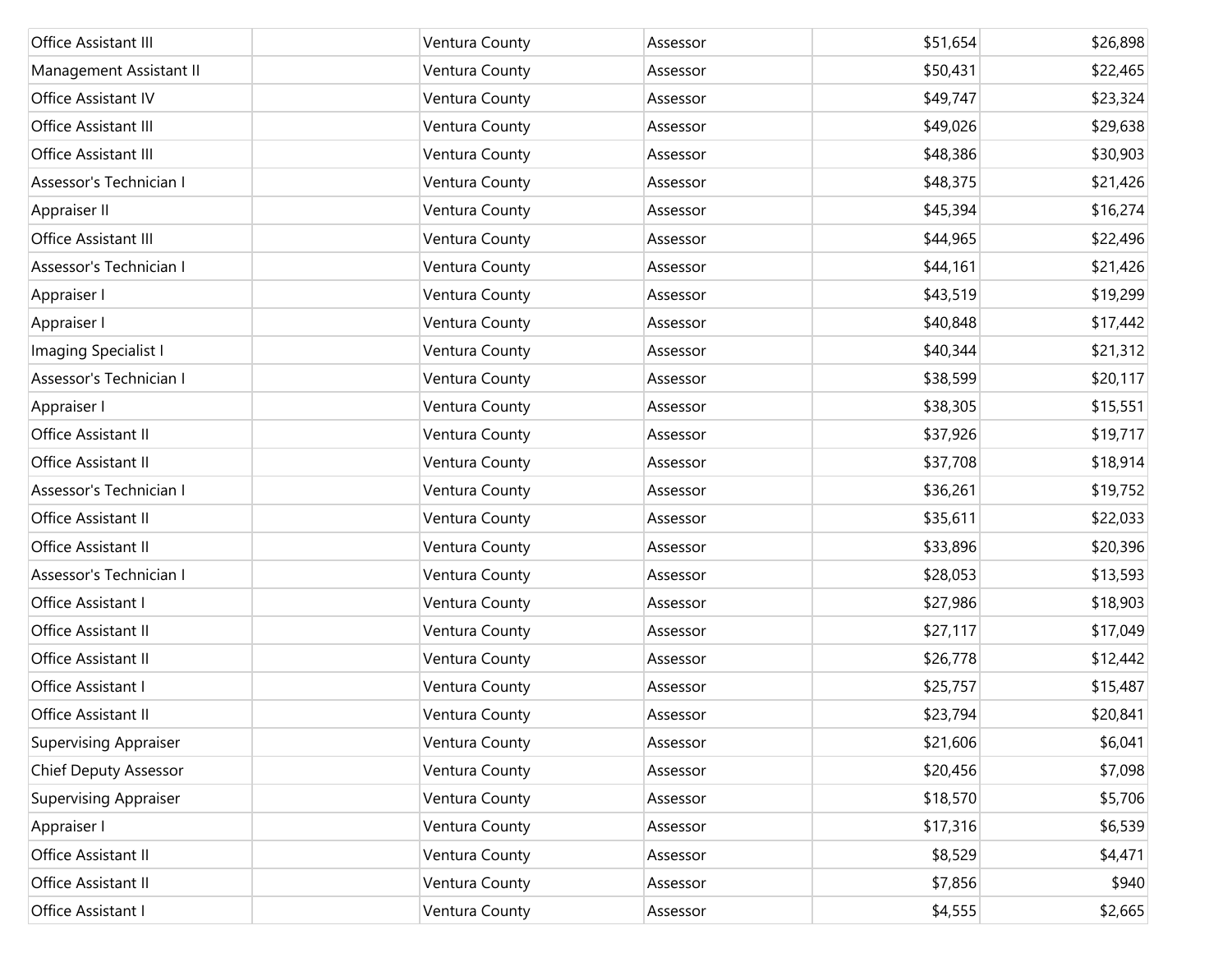| | | | | | |
|---|---|---|---|---|---|
| Office Assistant III | | Ventura County | Assessor | $51,654 | $26,898 |
| Management Assistant II | | Ventura County | Assessor | $50,431 | $22,465 |
| Office Assistant IV | | Ventura County | Assessor | $49,747 | $23,324 |
| Office Assistant III | | Ventura County | Assessor | $49,026 | $29,638 |
| Office Assistant III | | Ventura County | Assessor | $48,386 | $30,903 |
| Assessor's Technician I | | Ventura County | Assessor | $48,375 | $21,426 |
| Appraiser II | | Ventura County | Assessor | $45,394 | $16,274 |
| Office Assistant III | | Ventura County | Assessor | $44,965 | $22,496 |
| Assessor's Technician I | | Ventura County | Assessor | $44,161 | $21,426 |
| Appraiser I | | Ventura County | Assessor | $43,519 | $19,299 |
| Appraiser I | | Ventura County | Assessor | $40,848 | $17,442 |
| Imaging Specialist I | | Ventura County | Assessor | $40,344 | $21,312 |
| Assessor's Technician I | | Ventura County | Assessor | $38,599 | $20,117 |
| Appraiser I | | Ventura County | Assessor | $38,305 | $15,551 |
| Office Assistant II | | Ventura County | Assessor | $37,926 | $19,717 |
| Office Assistant II | | Ventura County | Assessor | $37,708 | $18,914 |
| Assessor's Technician I | | Ventura County | Assessor | $36,261 | $19,752 |
| Office Assistant II | | Ventura County | Assessor | $35,611 | $22,033 |
| Office Assistant II | | Ventura County | Assessor | $33,896 | $20,396 |
| Assessor's Technician I | | Ventura County | Assessor | $28,053 | $13,593 |
| Office Assistant I | | Ventura County | Assessor | $27,986 | $18,903 |
| Office Assistant II | | Ventura County | Assessor | $27,117 | $17,049 |
| Office Assistant II | | Ventura County | Assessor | $26,778 | $12,442 |
| Office Assistant I | | Ventura County | Assessor | $25,757 | $15,487 |
| Office Assistant II | | Ventura County | Assessor | $23,794 | $20,841 |
| Supervising Appraiser | | Ventura County | Assessor | $21,606 | $6,041 |
| Chief Deputy Assessor | | Ventura County | Assessor | $20,456 | $7,098 |
| Supervising Appraiser | | Ventura County | Assessor | $18,570 | $5,706 |
| Appraiser I | | Ventura County | Assessor | $17,316 | $6,539 |
| Office Assistant II | | Ventura County | Assessor | $8,529 | $4,471 |
| Office Assistant II | | Ventura County | Assessor | $7,856 | $940 |
| Office Assistant I | | Ventura County | Assessor | $4,555 | $2,665 |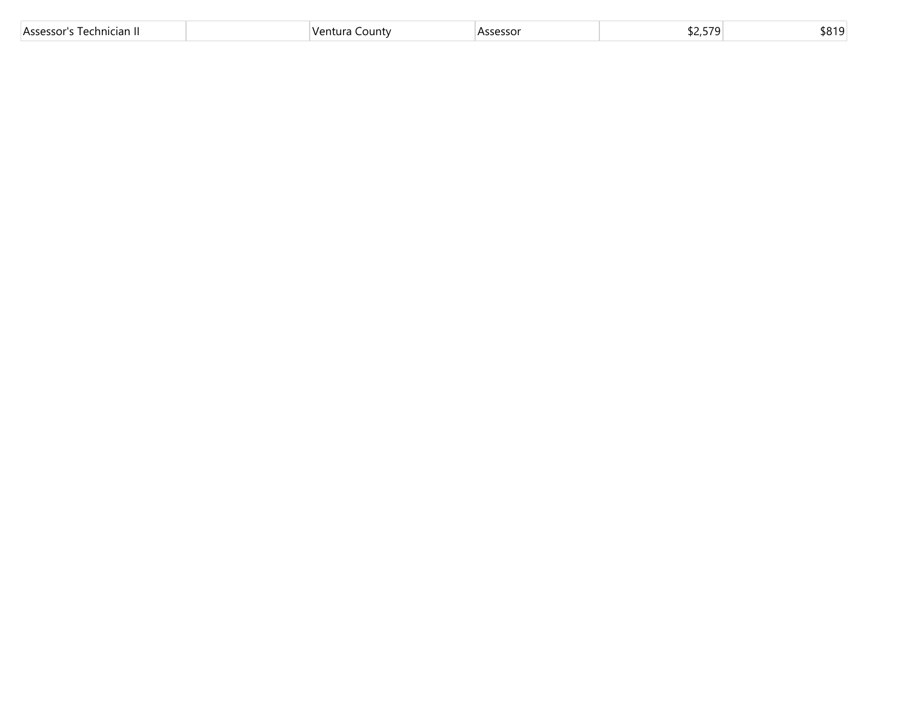| | | | | | |
|---|---|---|---|---|---|
| Assessor's Technician II | | Ventura County | Assessor | $2,579 | $819 |